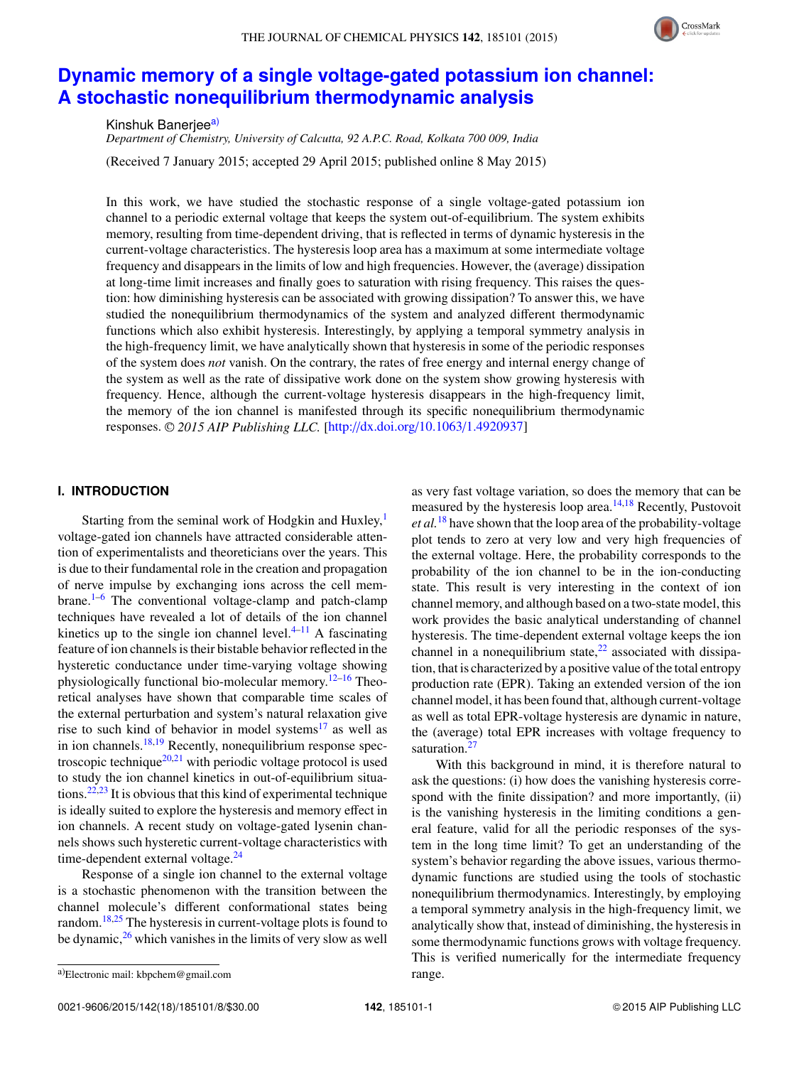# Dynamic memory of a single voltage-gated potassium ion channel: A stochastic nonequilibrium thermodynamic analysis

Kinshuk Banerjee[a)]

*Department of Chemistry, University of Calcutta, 92 A.P.C. Road, Kolkata 700 009, India*

(Received 7 January 2015; accepted 29 April 2015; published online 8 May 2015)

In this work, we have studied the stochastic response of a single voltage-gated potassium ion channel to a periodic external voltage that keeps the system out-of-equilibrium. The system exhibits memory, resulting from time-dependent driving, that is reflected in terms of dynamic hysteresis in the current-voltage characteristics. The hysteresis loop area has a maximum at some intermediate voltage frequency and disappears in the limits of low and high frequencies. However, the (average) dissipation at long-time limit increases and finally goes to saturation with rising frequency. This raises the question: how diminishing hysteresis can be associated with growing dissipation? To answer this, we have studied the nonequilibrium thermodynamics of the system and analyzed different thermodynamic functions which also exhibit hysteresis. Interestingly, by applying a temporal symmetry analysis in the high-frequency limit, we have analytically shown that hysteresis in some of the periodic responses of the system does *not* vanish. On the contrary, the rates of free energy and internal energy change of the system as well as the rate of dissipative work done on the system show growing hysteresis with frequency. Hence, although the current-voltage hysteresis disappears in the high-frequency limit, the memory of the ion channel is manifested through its specific nonequilibrium thermodynamic responses. © *2015 AIP Publishing LLC.* [http://dx.doi.org/10.1063/1.4920937]

## I. INTRODUCTION

Starting from the seminal work of Hodgkin and Huxley,[1] voltage-gated ion channels have attracted considerable attention of experimentalists and theoreticians over the years. This is due to their fundamental role in the creation and propagation of nerve impulse by exchanging ions across the cell membrane.[1–6] The conventional voltage-clamp and patch-clamp techniques have revealed a lot of details of the ion channel kinetics up to the single ion channel level.[4–11] A fascinating feature of ion channels is their bistable behavior reflected in the hysteretic conductance under time-varying voltage showing physiologically functional bio-molecular memory.[12–16] Theoretical analyses have shown that comparable time scales of the external perturbation and system's natural relaxation give rise to such kind of behavior in model systems[17] as well as in ion channels.[18,19] Recently, nonequilibrium response spectroscopic technique[20,21] with periodic voltage protocol is used to study the ion channel kinetics in out-of-equilibrium situations.[22,23] It is obvious that this kind of experimental technique is ideally suited to explore the hysteresis and memory effect in ion channels. A recent study on voltage-gated lysenin channels shows such hysteretic current-voltage characteristics with time-dependent external voltage.[24]

Response of a single ion channel to the external voltage is a stochastic phenomenon with the transition between the channel molecule's different conformational states being random.[18,25] The hysteresis in current-voltage plots is found to be dynamic,[26] which vanishes in the limits of very slow as well as very fast voltage variation, so does the memory that can be measured by the hysteresis loop area.[14,18] Recently, Pustovoit *et al.*[18] have shown that the loop area of the probability-voltage plot tends to zero at very low and very high frequencies of the external voltage. Here, the probability corresponds to the probability of the ion channel to be in the ion-conducting state. This result is very interesting in the context of ion channel memory, and although based on a two-state model, this work provides the basic analytical understanding of channel hysteresis. The time-dependent external voltage keeps the ion channel in a nonequilibrium state,[22] associated with dissipation, that is characterized by a positive value of the total entropy production rate (EPR). Taking an extended version of the ion channel model, it has been found that, although current-voltage as well as total EPR-voltage hysteresis are dynamic in nature, the (average) total EPR increases with voltage frequency to saturation.[27]

With this background in mind, it is therefore natural to ask the questions: (i) how does the vanishing hysteresis correspond with the finite dissipation? and more importantly, (ii) is the vanishing hysteresis in the limiting conditions a general feature, valid for all the periodic responses of the system in the long time limit? To get an understanding of the system's behavior regarding the above issues, various thermodynamic functions are studied using the tools of stochastic nonequilibrium thermodynamics. Interestingly, by employing a temporal symmetry analysis in the high-frequency limit, we analytically show that, instead of diminishing, the hysteresis in some thermodynamic functions grows with voltage frequency. This is verified numerically for the intermediate frequency range.

a)Electronic mail: kbpchem@gmail.com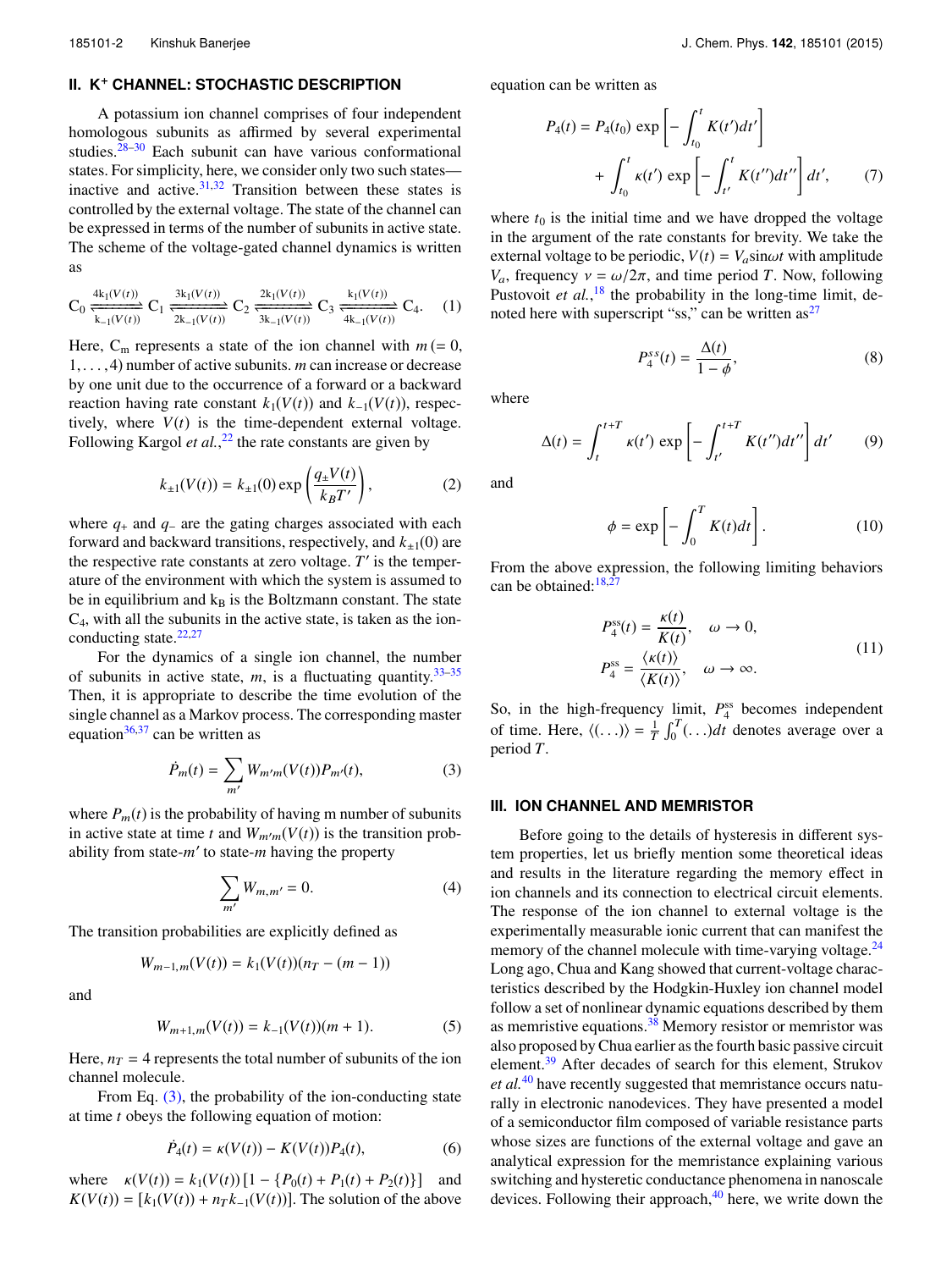## II. $K^+$ CHANNEL: STOCHASTIC DESCRIPTION

A potassium ion channel comprises of four independent homologous subunits as affirmed by several experimental studies.[28–30] Each subunit can have various conformational states. For simplicity, here, we consider only two such states—inactive and active.[31,32] Transition between these states is controlled by the external voltage. The state of the channel can be expressed in terms of the number of subunits in active state. The scheme of the voltage-gated channel dynamics is written as

$$C_0 \underset{k_{-1}(V(t))}{\overset{4k_1(V(t))}{\rightleftharpoons}} C_1 \underset{2k_{-1}(V(t))}{\overset{3k_1(V(t))}{\rightleftharpoons}} C_2 \underset{3k_{-1}(V(t))}{\overset{2k_1(V(t))}{\rightleftharpoons}} C_3 \underset{4k_{-1}(V(t))}{\overset{k_1(V(t))}{\rightleftharpoons}} C_4. \quad (1)$$

Here, $C_m$ represents a state of the ion channel with $m\,(= 0, 1, \ldots, 4)$ number of active subunits. $m$ can increase or decrease by one unit due to the occurrence of a forward or a backward reaction having rate constant $k_1(V(t))$ and $k_{-1}(V(t))$, respectively, where $V(t)$ is the time-dependent external voltage. Following Kargol *et al.*,[22] the rate constants are given by

$$k_{\pm 1}(V(t)) = k_{\pm 1}(0)\exp\left(\frac{q_{\pm}V(t)}{k_B T'}\right), \quad (2)$$

where $q_+$ and $q_-$ are the gating charges associated with each forward and backward transitions, respectively, and $k_{\pm 1}(0)$ are the respective rate constants at zero voltage. $T'$ is the temperature of the environment with which the system is assumed to be in equilibrium and $k_B$ is the Boltzmann constant. The state $C_4$, with all the subunits in the active state, is taken as the ion-conducting state.[22,27]

For the dynamics of a single ion channel, the number of subunits in active state, $m$, is a fluctuating quantity.[33–35] Then, it is appropriate to describe the time evolution of the single channel as a Markov process. The corresponding master equation[36,37] can be written as

$$\dot{P}_m(t) = \sum_{m'} W_{m'm}(V(t))P_{m'}(t), \quad (3)$$

where $P_m(t)$ is the probability of having m number of subunits in active state at time $t$ and $W_{m'm}(V(t))$ is the transition probability from state-$m'$ to state-$m$ having the property

$$\sum_{m'} W_{m,m'} = 0. \quad (4)$$

The transition probabilities are explicitly defined as

$$W_{m-1,m}(V(t)) = k_1(V(t))(n_T - (m-1))$$

and

$$W_{m+1,m}(V(t)) = k_{-1}(V(t))(m+1). \quad (5)$$

Here, $n_T = 4$ represents the total number of subunits of the ion channel molecule.

From Eq. (3), the probability of the ion-conducting state at time $t$ obeys the following equation of motion:

$$\dot{P}_4(t) = \kappa(V(t)) - K(V(t))P_4(t), \quad (6)$$

where $\kappa(V(t)) = k_1(V(t))\,[1 - \{P_0(t) + P_1(t) + P_2(t)\}]$ and $K(V(t)) = [k_1(V(t)) + n_T k_{-1}(V(t))]$. The solution of the above equation can be written as

$$P_4(t) = P_4(t_0)\exp\left[-\int_{t_0}^{t} K(t')dt'\right] + \int_{t_0}^{t} \kappa(t')\exp\left[-\int_{t'}^{t} K(t'')dt''\right]dt', \quad (7)$$

where $t_0$ is the initial time and we have dropped the voltage in the argument of the rate constants for brevity. We take the external voltage to be periodic, $V(t) = V_a \sin\omega t$ with amplitude $V_a$, frequency $\nu = \omega/2\pi$, and time period $T$. Now, following Pustovoit *et al.*,[18] the probability in the long-time limit, denoted here with superscript "ss," can be written as[27]

$$P_4^{ss}(t) = \frac{\Delta(t)}{1-\phi}, \quad (8)$$

where

$$\Delta(t) = \int_t^{t+T} \kappa(t')\exp\left[-\int_{t'}^{t+T} K(t'')dt''\right]dt' \quad (9)$$

and

$$\phi = \exp\left[-\int_0^T K(t)dt\right]. \quad (10)$$

From the above expression, the following limiting behaviors can be obtained:[18,27]

$$P_4^{ss}(t) = \frac{\kappa(t)}{K(t)}, \quad \omega \to 0,$$
$$P_4^{ss} = \frac{\langle\kappa(t)\rangle}{\langle K(t)\rangle}, \quad \omega \to \infty. \quad (11)$$

So, in the high-frequency limit, $P_4^{ss}$ becomes independent of time. Here, $\langle(\ldots)\rangle = \frac{1}{T}\int_0^T(\ldots)dt$ denotes average over a period $T$.

## III. ION CHANNEL AND MEMRISTOR

Before going to the details of hysteresis in different system properties, let us briefly mention some theoretical ideas and results in the literature regarding the memory effect in ion channels and its connection to electrical circuit elements. The response of the ion channel to external voltage is the experimentally measurable ionic current that can manifest the memory of the channel molecule with time-varying voltage.[24] Long ago, Chua and Kang showed that current-voltage characteristics described by the Hodgkin-Huxley ion channel model follow a set of nonlinear dynamic equations described by them as memristive equations.[38] Memory resistor or memristor was also proposed by Chua earlier as the fourth basic passive circuit element.[39] After decades of search for this element, Strukov *et al.*[40] have recently suggested that memristance occurs naturally in electronic nanodevices. They have presented a model of a semiconductor film composed of variable resistance parts whose sizes are functions of the external voltage and gave an analytical expression for the memristance explaining various switching and hysteretic conductance phenomena in nanoscale devices. Following their approach,[40] here, we write down the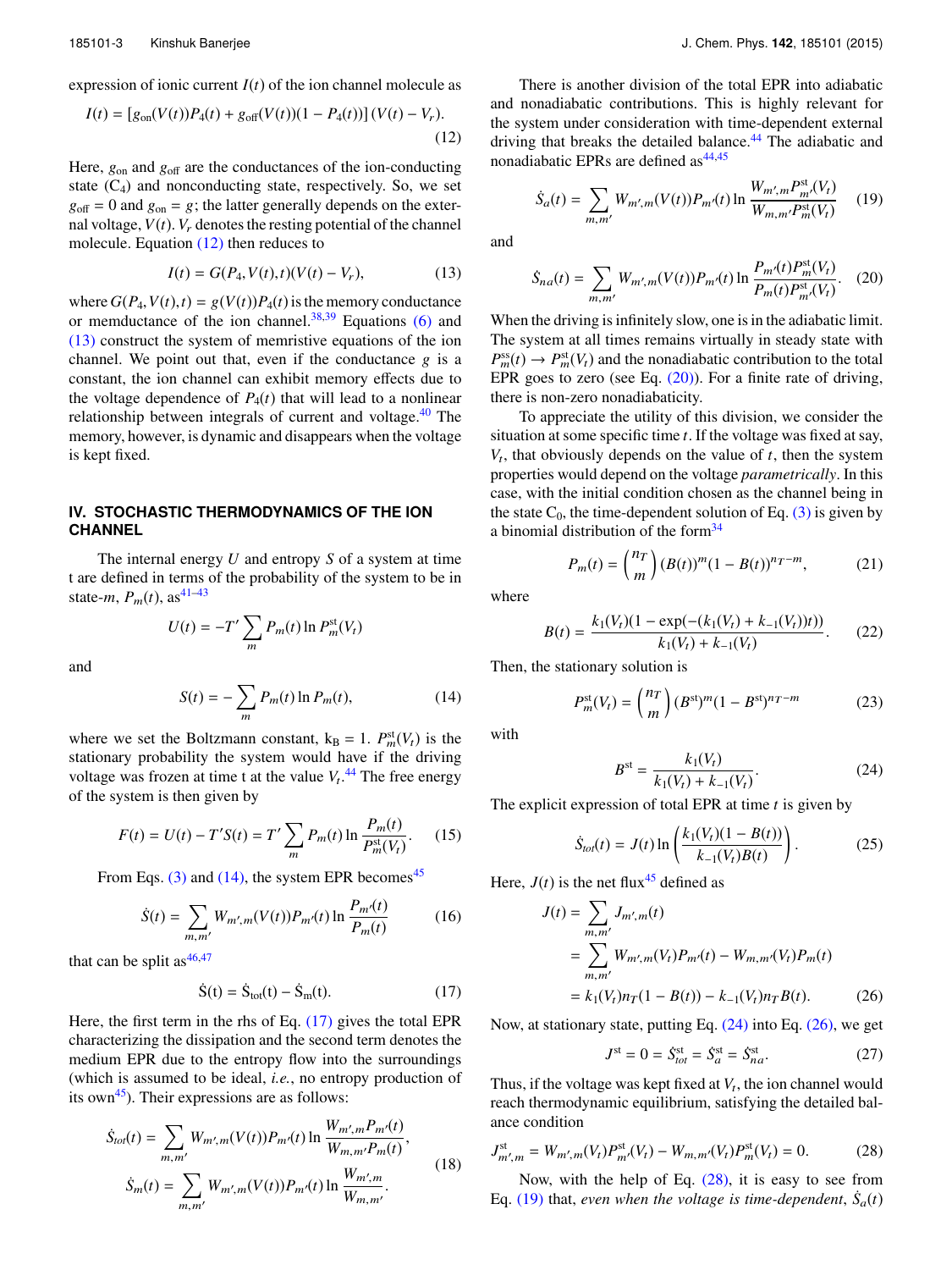expression of ionic current $I(t)$ of the ion channel molecule as

$$I(t) = [g_{\rm on}(V(t))P_4(t) + g_{\rm off}(V(t))(1 - P_4(t))]\,(V(t) - V_r). \tag{12}$$

Here, $g_{\rm on}$ and $g_{\rm off}$ are the conductances of the ion-conducting state ($C_4$) and nonconducting state, respectively. So, we set $g_{\rm off} = 0$ and $g_{\rm on} = g$; the latter generally depends on the external voltage, $V(t)$. $V_r$ denotes the resting potential of the channel molecule. Equation (12) then reduces to

$$I(t) = G(P_4, V(t), t)(V(t) - V_r), \tag{13}$$

where $G(P_4, V(t), t) = g(V(t))P_4(t)$ is the memory conductance or memductance of the ion channel.[38,39] Equations (6) and (13) construct the system of memristive equations of the ion channel. We point out that, even if the conductance $g$ is a constant, the ion channel can exhibit memory effects due to the voltage dependence of $P_4(t)$ that will lead to a nonlinear relationship between integrals of current and voltage.[40] The memory, however, is dynamic and disappears when the voltage is kept fixed.

## IV. STOCHASTIC THERMODYNAMICS OF THE ION CHANNEL

The internal energy $U$ and entropy $S$ of a system at time t are defined in terms of the probability of the system to be in state-$m$, $P_m(t)$, as[41–43]

$$U(t) = -T' \sum_m P_m(t) \ln P_m^{\rm st}(V_t)$$

and

$$S(t) = -\sum_m P_m(t) \ln P_m(t), \tag{14}$$

where we set the Boltzmann constant, $k_B = 1$. $P_m^{\rm st}(V_t)$ is the stationary probability the system would have if the driving voltage was frozen at time t at the value $V_t$.[44] The free energy of the system is then given by

$$F(t) = U(t) - T'S(t) = T' \sum_m P_m(t) \ln \frac{P_m(t)}{P_m^{\rm st}(V_t)}. \tag{15}$$

From Eqs. (3) and (14), the system EPR becomes[45]

$$\dot{S}(t) = \sum_{m,m'} W_{m',m}(V(t))P_{m'}(t) \ln \frac{P_{m'}(t)}{P_m(t)} \tag{16}$$

that can be split as[46,47]

$$\dot{S}(t) = \dot{S}_{\rm tot}(t) - \dot{S}_{\rm m}(t). \tag{17}$$

Here, the first term in the rhs of Eq. (17) gives the total EPR characterizing the dissipation and the second term denotes the medium EPR due to the entropy flow into the surroundings (which is assumed to be ideal, *i.e.*, no entropy production of its own[45]). Their expressions are as follows:

$$\dot{S}_{tot}(t) = \sum_{m,m'} W_{m',m}(V(t))P_{m'}(t) \ln \frac{W_{m',m}P_{m'}(t)}{W_{m,m'}P_m(t)},$$
$$\dot{S}_m(t) = \sum_{m,m'} W_{m',m}(V(t))P_{m'}(t) \ln \frac{W_{m',m}}{W_{m,m'}}. \tag{18}$$

There is another division of the total EPR into adiabatic and nonadiabatic contributions. This is highly relevant for the system under consideration with time-dependent external driving that breaks the detailed balance.[44] The adiabatic and nonadiabatic EPRs are defined as[44,45]

$$\dot{S}_a(t) = \sum_{m,m'} W_{m',m}(V(t))P_{m'}(t) \ln \frac{W_{m',m}P_{m'}^{\rm st}(V_t)}{W_{m,m'}P_m^{\rm st}(V_t)} \tag{19}$$

and

$$\dot{S}_{na}(t) = \sum_{m,m'} W_{m',m}(V(t))P_{m'}(t) \ln \frac{P_{m'}(t)P_m^{\rm st}(V_t)}{P_m(t)P_{m'}^{\rm st}(V_t)}. \tag{20}$$

When the driving is infinitely slow, one is in the adiabatic limit. The system at all times remains virtually in steady state with $P_m^{\rm ss}(t) \to P_m^{\rm st}(V_t)$ and the nonadiabatic contribution to the total EPR goes to zero (see Eq. (20)). For a finite rate of driving, there is non-zero nonadiabaticity.

To appreciate the utility of this division, we consider the situation at some specific time $t$. If the voltage was fixed at say, $V_t$, that obviously depends on the value of $t$, then the system properties would depend on the voltage *parametrically*. In this case, with the initial condition chosen as the channel being in the state $C_0$, the time-dependent solution of Eq. (3) is given by a binomial distribution of the form[34]

$$P_m(t) = \binom{n_T}{m} (B(t))^m (1 - B(t))^{n_T - m}, \tag{21}$$

where

$$B(t) = \frac{k_1(V_t)(1 - \exp(-(k_1(V_t) + k_{-1}(V_t))t))}{k_1(V_t) + k_{-1}(V_t)}. \tag{22}$$

Then, the stationary solution is

$$P_m^{\rm st}(V_t) = \binom{n_T}{m} (B^{\rm st})^m (1 - B^{\rm st})^{n_T - m} \tag{23}$$

with

$$B^{\rm st} = \frac{k_1(V_t)}{k_1(V_t) + k_{-1}(V_t)}. \tag{24}$$

The explicit expression of total EPR at time $t$ is given by

$$\dot{S}_{tot}(t) = J(t) \ln \left( \frac{k_1(V_t)(1 - B(t))}{k_{-1}(V_t)B(t)} \right). \tag{25}$$

Here, $J(t)$ is the net flux[45] defined as

$$\begin{aligned} J(t) &= \sum_{m,m'} J_{m',m}(t) \\ &= \sum_{m,m'} W_{m',m}(V_t)P_{m'}(t) - W_{m,m'}(V_t)P_m(t) \\ &= k_1(V_t)n_T(1 - B(t)) - k_{-1}(V_t)n_T B(t). \end{aligned} \tag{26}$$

Now, at stationary state, putting Eq. (24) into Eq. (26), we get

$$J^{\rm st} = 0 = \dot{S}_{tot}^{\rm st} = \dot{S}_a^{\rm st} = \dot{S}_{na}^{\rm st}. \tag{27}$$

Thus, if the voltage was kept fixed at $V_t$, the ion channel would reach thermodynamic equilibrium, satisfying the detailed balance condition

$$J_{m',m}^{\rm st} = W_{m',m}(V_t)P_{m'}^{\rm st}(V_t) - W_{m,m'}(V_t)P_m^{\rm st}(V_t) = 0. \tag{28}$$

Now, with the help of Eq. (28), it is easy to see from Eq. (19) that, *even when the voltage is time-dependent*, $\dot{S}_a(t)$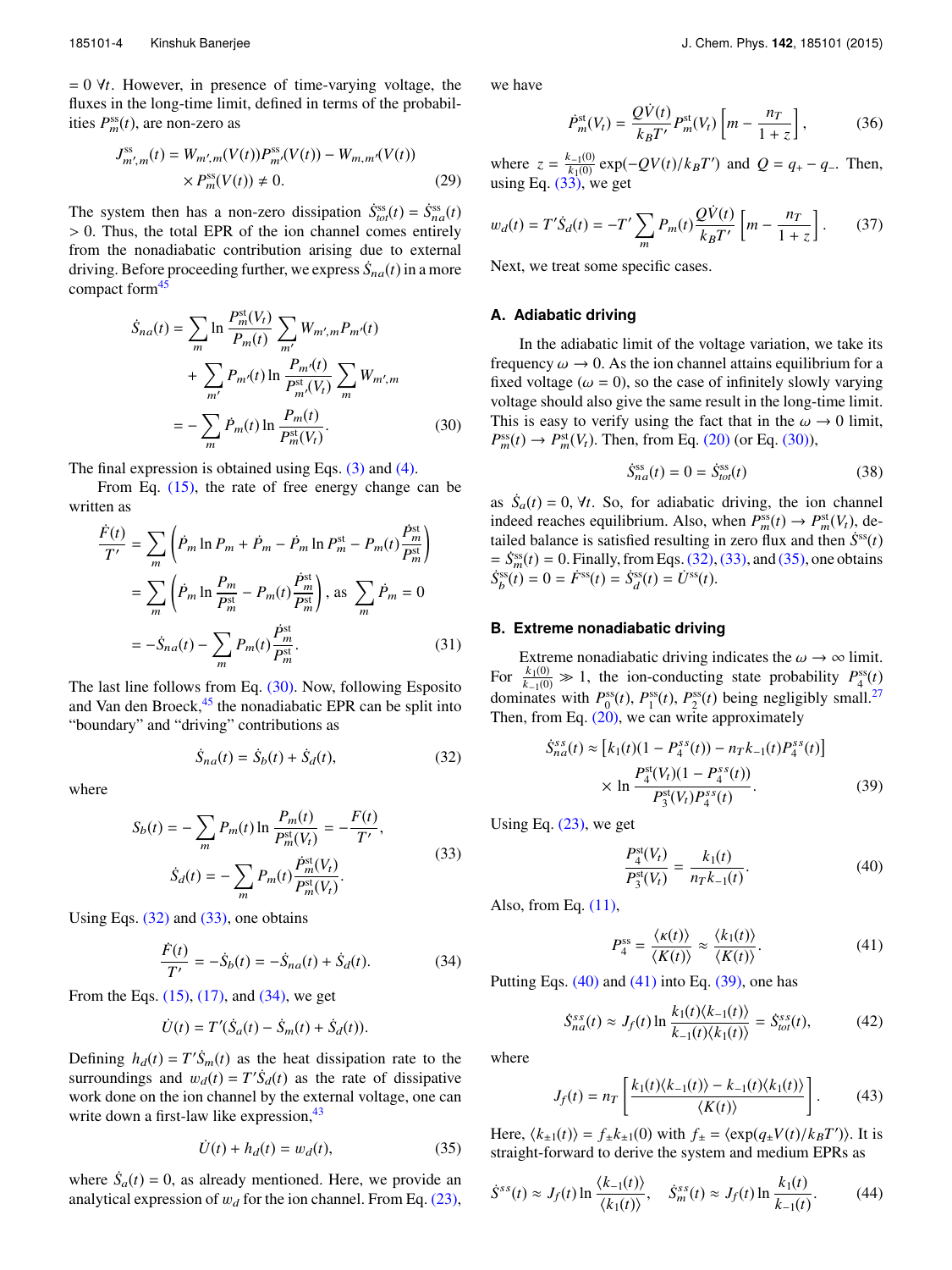$= 0\ \forall t$. However, in presence of time-varying voltage, the fluxes in the long-time limit, defined in terms of the probabilities $P_m^{\rm ss}(t)$, are non-zero as

$$J^{\rm ss}_{m',m}(t) = W_{m',m}(V(t))P^{\rm ss}_{m'}(V(t)) - W_{m,m'}(V(t)) \times P^{\rm ss}_m(V(t)) \neq 0. \tag{29}$$

The system then has a non-zero dissipation $\dot{S}^{\rm ss}_{tot}(t) = \dot{S}^{\rm ss}_{na}(t) > 0$. Thus, the total EPR of the ion channel comes entirely from the nonadiabatic contribution arising due to external driving. Before proceeding further, we express $\dot{S}_{na}(t)$ in a more compact form[45]

$$\begin{aligned}\dot{S}_{na}(t) &= \sum_m \ln\frac{P^{\rm st}_m(V_t)}{P_m(t)}\sum_{m'} W_{m',m}P_{m'}(t) \\ &\quad + \sum_{m'} P_{m'}(t)\ln\frac{P_{m'}(t)}{P^{\rm st}_{m'}(V_t)}\sum_m W_{m',m} \\ &= -\sum_m \dot{P}_m(t)\ln\frac{P_m(t)}{P^{\rm st}_m(V_t)}.\end{aligned} \tag{30}$$

The final expression is obtained using Eqs. (3) and (4).

From Eq. (15), the rate of free energy change can be written as

$$\begin{aligned}\frac{\dot{F}(t)}{T'} &= \sum_m \left(\dot{P}_m \ln P_m + \dot{P}_m - \dot{P}_m \ln P^{\rm st}_m - P_m(t)\frac{\dot{P}^{\rm st}_m}{P^{\rm st}_m}\right) \\ &= \sum_m \left(\dot{P}_m \ln\frac{P_m}{P^{\rm st}_m} - P_m(t)\frac{\dot{P}^{\rm st}_m}{P^{\rm st}_m}\right), \text{ as } \sum_m \dot{P}_m = 0 \\ &= -\dot{S}_{na}(t) - \sum_m P_m(t)\frac{\dot{P}^{\rm st}_m}{P^{\rm st}_m}.\end{aligned} \tag{31}$$

The last line follows from Eq. (30). Now, following Esposito and Van den Broeck,[45] the nonadiabatic EPR can be split into "boundary" and "driving" contributions as

$$\dot{S}_{na}(t) = \dot{S}_b(t) + \dot{S}_d(t), \tag{32}$$

where

$$\begin{aligned}S_b(t) &= -\sum_m P_m(t)\ln\frac{P_m(t)}{P^{\rm st}_m(V_t)} = -\frac{F(t)}{T'}, \\ \dot{S}_d(t) &= -\sum_m P_m(t)\frac{\dot{P}^{\rm st}_m(V_t)}{P^{\rm st}_m(V_t)}.\end{aligned} \tag{33}$$

Using Eqs. (32) and (33), one obtains

$$\frac{\dot{F}(t)}{T'} = -\dot{S}_b(t) = -\dot{S}_{na}(t) + \dot{S}_d(t). \tag{34}$$

From the Eqs. (15), (17), and (34), we get

$$\dot{U}(t) = T'(\dot{S}_a(t) - \dot{S}_m(t) + \dot{S}_d(t)).$$

Defining $h_d(t) = T'\dot{S}_m(t)$ as the heat dissipation rate to the surroundings and $w_d(t) = T'\dot{S}_d(t)$ as the rate of dissipative work done on the ion channel by the external voltage, one can write down a first-law like expression,[43]

$$\dot{U}(t) + h_d(t) = w_d(t), \tag{35}$$

where $\dot{S}_a(t) = 0$, as already mentioned. Here, we provide an analytical expression of $w_d$ for the ion channel. From Eq. (23), we have

$$\dot{P}^{\rm st}_m(V_t) = \frac{Q\dot{V}(t)}{k_BT'}P^{\rm st}_m(V_t)\left[m - \frac{n_T}{1+z}\right], \tag{36}$$

where $z = \frac{k_{-1}(0)}{k_1(0)}\exp(-QV(t)/k_BT')$ and $Q = q_+ - q_-$. Then, using Eq. (33), we get

$$w_d(t) = T'\dot{S}_d(t) = -T'\sum_m P_m(t)\frac{Q\dot{V}(t)}{k_BT'}\left[m - \frac{n_T}{1+z}\right]. \tag{37}$$

Next, we treat some specific cases.

### A. Adiabatic driving

In the adiabatic limit of the voltage variation, we take its frequency $\omega \to 0$. As the ion channel attains equilibrium for a fixed voltage ($\omega = 0$), so the case of infinitely slowly varying voltage should also give the same result in the long-time limit. This is easy to verify using the fact that in the $\omega \to 0$ limit, $P^{\rm ss}_m(t) \to P^{\rm st}_m(V_t)$. Then, from Eq. (20) (or Eq. (30)),

$$\dot{S}^{\rm ss}_{na}(t) = 0 = \dot{S}^{\rm ss}_{tot}(t) \tag{38}$$

as $\dot{S}_a(t) = 0$, $\forall t$. So, for adiabatic driving, the ion channel indeed reaches equilibrium. Also, when $P^{\rm ss}_m(t) \to P^{\rm st}_m(V_t)$, detailed balance is satisfied resulting in zero flux and then $\dot{S}^{\rm ss}(t) = \dot{S}^{\rm ss}_m(t) = 0$. Finally, from Eqs. (32), (33), and (35), one obtains $\dot{S}^{\rm ss}_b(t) = 0 = \dot{F}^{\rm ss}(t) = \dot{S}^{\rm ss}_d(t) = \dot{U}^{\rm ss}(t)$.

### B. Extreme nonadiabatic driving

Extreme nonadiabatic driving indicates the $\omega \to \infty$ limit. For $\frac{k_1(0)}{k_{-1}(0)} \gg 1$, the ion-conducting state probability $P^{\rm ss}_4(t)$ dominates with $P^{\rm ss}_0(t), P^{\rm ss}_1(t), P^{\rm ss}_2(t)$ being negligibly small.[27] Then, from Eq. (20), we can write approximately

$$\dot{S}^{ss}_{na}(t) \approx \left[k_1(t)(1 - P^{ss}_4(t)) - n_Tk_{-1}(t)P^{ss}_4(t)\right] \times \ln\frac{P^{\rm st}_4(V_t)(1 - P^{ss}_4(t))}{P^{\rm st}_3(V_t)P^{ss}_4(t)}. \tag{39}$$

Using Eq. (23), we get

$$\frac{P^{\rm st}_4(V_t)}{P^{\rm st}_3(V_t)} = \frac{k_1(t)}{n_Tk_{-1}(t)}. \tag{40}$$

Also, from Eq. (11),

$$P^{\rm ss}_4 = \frac{\langle\kappa(t)\rangle}{\langle K(t)\rangle} \approx \frac{\langle k_1(t)\rangle}{\langle K(t)\rangle}. \tag{41}$$

Putting Eqs. (40) and (41) into Eq. (39), one has

$$\dot{S}^{ss}_{na}(t) \approx J_f(t)\ln\frac{k_1(t)\langle k_{-1}(t)\rangle}{k_{-1}(t)\langle k_1(t)\rangle} = \dot{S}^{ss}_{tot}(t), \tag{42}$$

where

$$J_f(t) = n_T\left[\frac{k_1(t)\langle k_{-1}(t)\rangle - k_{-1}(t)\langle k_1(t)\rangle}{\langle K(t)\rangle}\right]. \tag{43}$$

Here, $\langle k_{\pm1}(t)\rangle = f_\pm k_{\pm1}(0)$ with $f_\pm = \langle\exp(q_\pm V(t)/k_BT')\rangle$. It is straight-forward to derive the system and medium EPRs as

$$\dot{S}^{ss}(t) \approx J_f(t)\ln\frac{\langle k_{-1}(t)\rangle}{\langle k_1(t)\rangle}, \quad \dot{S}^{ss}_m(t) \approx J_f(t)\ln\frac{k_1(t)}{k_{-1}(t)}. \tag{44}$$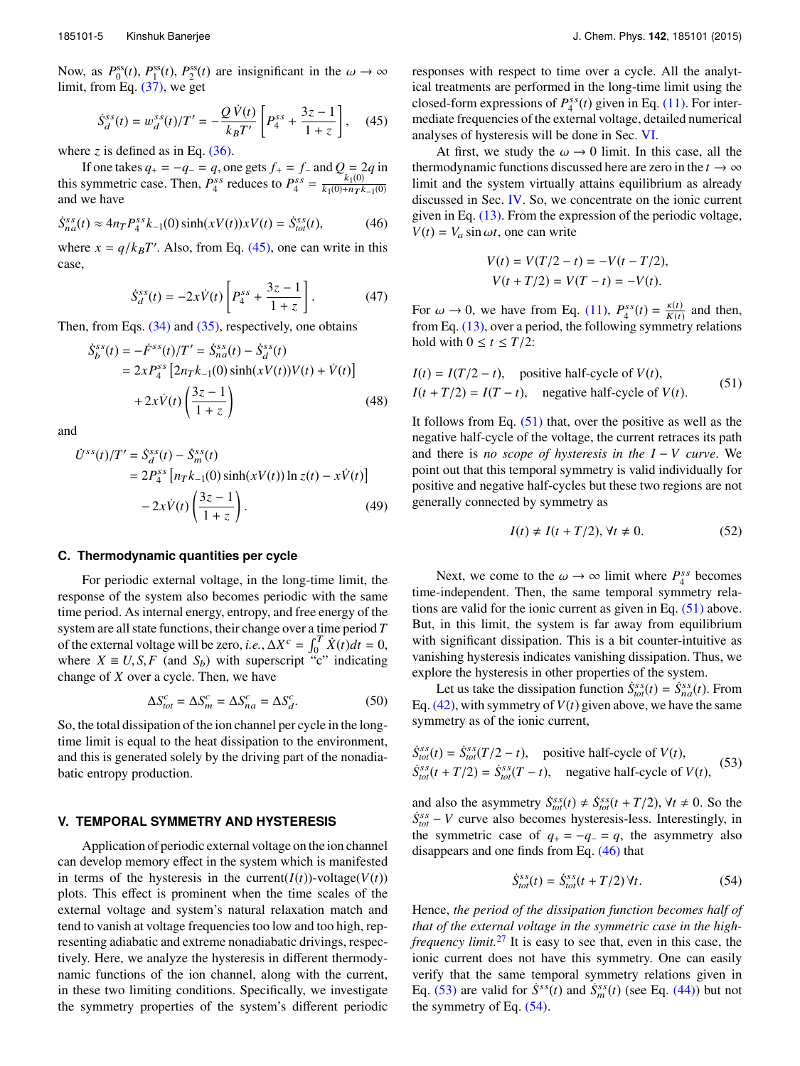Now, as $P_0^{ss}(t)$, $P_1^{ss}(t)$, $P_2^{ss}(t)$ are insignificant in the $\omega \to \infty$ limit, from Eq. (37), we get

$$\dot{S}_d^{ss}(t) = w_d^{ss}(t)/T' = -\frac{Q\,\dot{V}(t)}{k_B T'}\left[P_4^{ss} + \frac{3z-1}{1+z}\right], \quad (45)$$

where $z$ is defined as in Eq. (36).

If one takes $q_+ = -q_- = q$, one gets $f_+ = f_-$ and $Q = 2q$ in this symmetric case. Then, $P_4^{ss}$ reduces to $P_4^{ss} = \frac{k_1(0)}{k_1(0)+n_T k_{-1}(0)}$ and we have

$$\dot{S}_{na}^{ss}(t) \approx 4n_T P_4^{ss} k_{-1}(0)\sinh(xV(t))xV(t) = \dot{S}_{tot}^{ss}(t), \quad (46)$$

where $x = q/k_B T'$. Also, from Eq. (45), one can write in this case,

$$\dot{S}_d^{ss}(t) = -2x\dot{V}(t)\left[P_4^{ss} + \frac{3z-1}{1+z}\right]. \quad (47)$$

Then, from Eqs. (34) and (35), respectively, one obtains

$$\begin{aligned}\dot{S}_b^{ss}(t) &= -\dot{F}^{ss}(t)/T' = \dot{S}_{na}^{ss}(t) - \dot{S}_d^{ss}(t)\\ &= 2xP_4^{ss}\left[2n_T k_{-1}(0)\sinh(xV(t))V(t) + \dot{V}(t)\right]\\ &\quad + 2x\dot{V}(t)\left(\frac{3z-1}{1+z}\right)\end{aligned} \quad (48)$$

and

$$\begin{aligned}\dot{U}^{ss}(t)/T' &= \dot{S}_d^{ss}(t) - \dot{S}_m^{ss}(t)\\ &= 2P_4^{ss}\left[n_T k_{-1}(0)\sinh(xV(t))\ln z(t) - x\dot{V}(t)\right]\\ &\quad - 2x\dot{V}(t)\left(\frac{3z-1}{1+z}\right).\end{aligned} \quad (49)$$

### C. Thermodynamic quantities per cycle

For periodic external voltage, in the long-time limit, the response of the system also becomes periodic with the same time period. As internal energy, entropy, and free energy of the system are all state functions, their change over a time period $T$ of the external voltage will be zero, *i.e.*, $\Delta X^c = \int_0^T \dot{X}(t)dt = 0$, where $X \equiv U, S, F$ (and $S_b$) with superscript "c" indicating change of $X$ over a cycle. Then, we have

$$\Delta S_{tot}^c = \Delta S_m^c = \Delta S_{na}^c = \Delta S_d^c. \quad (50)$$

So, the total dissipation of the ion channel per cycle in the long-time limit is equal to the heat dissipation to the environment, and this is generated solely by the driving part of the nonadiabatic entropy production.

## V. TEMPORAL SYMMETRY AND HYSTERESIS

Application of periodic external voltage on the ion channel can develop memory effect in the system which is manifested in terms of the hysteresis in the current($I(t)$)-voltage($V(t)$) plots. This effect is prominent when the time scales of the external voltage and system's natural relaxation match and tend to vanish at voltage frequencies too low and too high, representing adiabatic and extreme nonadiabatic drivings, respectively. Here, we analyze the hysteresis in different thermodynamic functions of the ion channel, along with the current, in these two limiting conditions. Specifically, we investigate the symmetry properties of the system's different periodic responses with respect to time over a cycle. All the analytical treatments are performed in the long-time limit using the closed-form expressions of $P_4^{ss}(t)$ given in Eq. (11). For intermediate frequencies of the external voltage, detailed numerical analyses of hysteresis will be done in Sec. VI.

At first, we study the $\omega \to 0$ limit. In this case, all the thermodynamic functions discussed here are zero in the $t \to \infty$ limit and the system virtually attains equilibrium as already discussed in Sec. IV. So, we concentrate on the ionic current given in Eq. (13). From the expression of the periodic voltage, $V(t) = V_a \sin\omega t$, one can write

$$\begin{aligned}V(t) &= V(T/2 - t) = -V(t - T/2),\\ V(t + T/2) &= V(T - t) = -V(t).\end{aligned}$$

For $\omega \to 0$, we have from Eq. (11), $P_4^{ss}(t) = \frac{\kappa(t)}{K(t)}$ and then, from Eq. (13), over a period, the following symmetry relations hold with $0 \le t \le T/2$:

$$\begin{aligned}I(t) &= I(T/2 - t), \quad \text{positive half-cycle of } V(t),\\ I(t + T/2) &= I(T - t), \quad \text{negative half-cycle of } V(t).\end{aligned} \quad (51)$$

It follows from Eq. (51) that, over the positive as well as the negative half-cycle of the voltage, the current retraces its path and there is *no scope of hysteresis in the $I-V$ curve*. We point out that this temporal symmetry is valid individually for positive and negative half-cycles but these two regions are not generally connected by symmetry as

$$I(t) \ne I(t + T/2), \forall t \ne 0. \quad (52)$$

Next, we come to the $\omega \to \infty$ limit where $P_4^{ss}$ becomes time-independent. Then, the same temporal symmetry relations are valid for the ionic current as given in Eq. (51) above. But, in this limit, the system is far away from equilibrium with significant dissipation. This is a bit counter-intuitive as vanishing hysteresis indicates vanishing dissipation. Thus, we explore the hysteresis in other properties of the system.

Let us take the dissipation function $\dot{S}_{tot}^{ss}(t) = \dot{S}_{na}^{ss}(t)$. From Eq. (42), with symmetry of $V(t)$ given above, we have the same symmetry as of the ionic current,

$$\begin{aligned}\dot{S}_{tot}^{ss}(t) &= \dot{S}_{tot}^{ss}(T/2 - t), \quad \text{positive half-cycle of } V(t),\\ \dot{S}_{tot}^{ss}(t + T/2) &= \dot{S}_{tot}^{ss}(T - t), \quad \text{negative half-cycle of } V(t),\end{aligned} \quad (53)$$

and also the asymmetry $\dot{S}_{tot}^{ss}(t) \ne \dot{S}_{tot}^{ss}(t + T/2), \forall t \ne 0$. So the $\dot{S}_{tot}^{ss} - V$ curve also becomes hysteresis-less. Interestingly, in the symmetric case of $q_+ = -q_- = q$, the asymmetry also disappears and one finds from Eq. (46) that

$$\dot{S}_{tot}^{ss}(t) = \dot{S}_{tot}^{ss}(t + T/2)\,\forall t. \quad (54)$$

Hence, *the period of the dissipation function becomes half of that of the external voltage in the symmetric case in the high-frequency limit.*[27] It is easy to see that, even in this case, the ionic current does not have this symmetry. One can easily verify that the same temporal symmetry relations given in Eq. (53) are valid for $\dot{S}^{ss}(t)$ and $\dot{S}_m^{ss}(t)$ (see Eq. (44)) but not the symmetry of Eq. (54).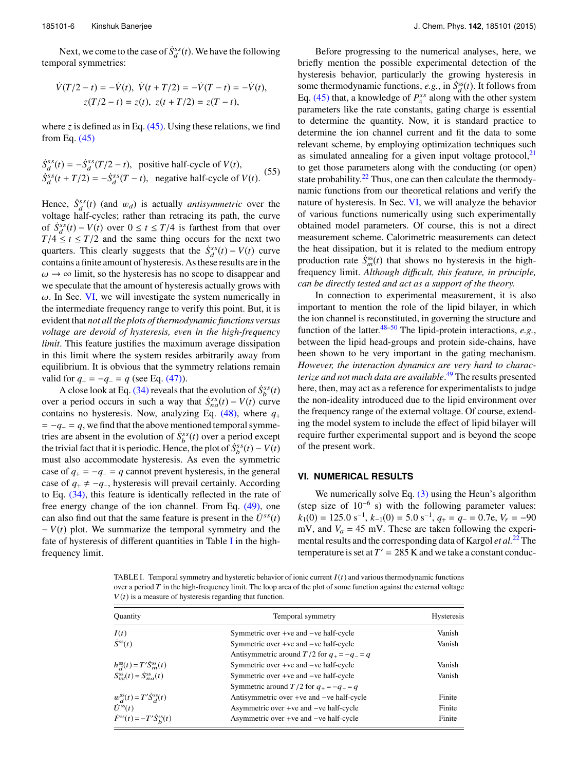Next, we come to the case of $\dot{S}_d^{ss}(t)$. We have the following temporal symmetries:

$$\dot{V}(T/2 - t) = -\dot{V}(t),\ \dot{V}(t + T/2) = -\dot{V}(T - t) = -\dot{V}(t),$$
$$z(T/2 - t) = z(t),\ z(t + T/2) = z(T - t),$$

where $z$ is defined as in Eq. (45). Using these relations, we find from Eq. (45)

$$\begin{aligned}\dot{S}_d^{ss}(t) &= -\dot{S}_d^{ss}(T/2 - t), \quad \text{positive half-cycle of } V(t),\\ \dot{S}_d^{ss}(t + T/2) &= -\dot{S}_d^{ss}(T - t), \quad \text{negative half-cycle of } V(t).\end{aligned} \tag{55}$$

Hence, $\dot{S}_d^{ss}(t)$ (and $w_d$) is actually *antisymmetric* over the voltage half-cycles; rather than retracing its path, the curve of $\dot{S}_d^{ss}(t) - V(t)$ over $0 \le t \le T/4$ is farthest from that over $T/4 \le t \le T/2$ and the same thing occurs for the next two quarters. This clearly suggests that the $\dot{S}_d^{ss}(t) - V(t)$ curve contains a finite amount of hysteresis. As these results are in the $\omega \to \infty$ limit, so the hysteresis has no scope to disappear and we speculate that the amount of hysteresis actually grows with $\omega$. In Sec. VI, we will investigate the system numerically in the intermediate frequency range to verify this point. But, it is evident that *not all the plots of thermodynamic functions versus voltage are devoid of hysteresis, even in the high-frequency limit*. This feature justifies the maximum average dissipation in this limit where the system resides arbitrarily away from equilibrium. It is obvious that the symmetry relations remain valid for $q_+ = -q_- = q$ (see Eq. (47)).

A close look at Eq. (34) reveals that the evolution of $\dot{S}_b^{ss}(t)$ over a period occurs in such a way that $\dot{S}_{na}^{ss}(t) - V(t)$ curve contains no hysteresis. Now, analyzing Eq. (48), where $q_+ = -q_- = q$, we find that the above mentioned temporal symmetries are absent in the evolution of $\dot{S}_b^{ss}(t)$ over a period except the trivial fact that it is periodic. Hence, the plot of $\dot{S}_b^{ss}(t) - V(t)$ must also accommodate hysteresis. As even the symmetric case of $q_+ = -q_- = q$ cannot prevent hysteresis, in the general case of $q_+ \neq -q_-$, hysteresis will prevail certainly. According to Eq. (34), this feature is identically reflected in the rate of free energy change of the ion channel. From Eq. (49), one can also find out that the same feature is present in the $\dot{U}^{ss}(t) - V(t)$ plot. We summarize the temporal symmetry and the fate of hysteresis of different quantities in Table I in the high-frequency limit.

Before progressing to the numerical analyses, here, we briefly mention the possible experimental detection of the hysteresis behavior, particularly the growing hysteresis in some thermodynamic functions, *e.g.*, in $\dot{S}_d^{ss}(t)$. It follows from Eq. (45) that, a knowledge of $P_4^{ss}$ along with the other system parameters like the rate constants, gating charge is essential to determine the quantity. Now, it is standard practice to determine the ion channel current and fit the data to some relevant scheme, by employing optimization techniques such as simulated annealing for a given input voltage protocol,[21] to get those parameters along with the conducting (or open) state probability.[22] Thus, one can then calculate the thermodynamic functions from our theoretical relations and verify the nature of hysteresis. In Sec. VI, we will analyze the behavior of various functions numerically using such experimentally obtained model parameters. Of course, this is not a direct measurement scheme. Calorimetric measurements can detect the heat dissipation, but it is related to the medium entropy production rate $\dot{S}_m^{ss}(t)$ that shows no hysteresis in the high-frequency limit. *Although difficult, this feature, in principle, can be directly tested and act as a support of the theory.*

In connection to experimental measurement, it is also important to mention the role of the lipid bilayer, in which the ion channel is reconstituted, in governing the structure and function of the latter.[48–50] The lipid-protein interactions, *e.g.*, between the lipid head-groups and protein side-chains, have been shown to be very important in the gating mechanism. *However, the interaction dynamics are very hard to characterize and not much data are available*.[49] The results presented here, then, may act as a reference for experimentalists to judge the non-ideality introduced due to the lipid environment over the frequency range of the external voltage. Of course, extending the model system to include the effect of lipid bilayer will require further experimental support and is beyond the scope of the present work.

## VI. NUMERICAL RESULTS

We numerically solve Eq. (3) using the Heun's algorithm (step size of $10^{-6}$ s) with the following parameter values: $k_1(0) = 125.0\ \text{s}^{-1}$, $k_{-1}(0) = 5.0\ \text{s}^{-1}$, $q_+ = q_- = 0.7e$, $V_r = -90$ mV, and $V_a = 45$ mV. These are taken following the experimental results and the corresponding data of Kargol *et al.*[22] The temperature is set at $T' = 285$ K and we take a constant conduc-

TABLE I. Temporal symmetry and hysteretic behavior of ionic current $I(t)$ and various thermodynamic functions over a period $T$ in the high-frequency limit. The loop area of the plot of some function against the external voltage $V(t)$ is a measure of hysteresis regarding that function.

| Quantity | Temporal symmetry | Hysteresis |
|---|---|---|
| $I(t)$ | Symmetric over +ve and −ve half-cycle | Vanish |
| $S^{ss}(t)$ | Symmetric over +ve and −ve half-cycle | Vanish |
| | Antisymmetric around $T/2$ for $q_+ = -q_- = q$ | |
| $h_d^{ss}(t) = T'\dot{S}_m^{ss}(t)$ | Symmetric over +ve and −ve half-cycle | Vanish |
| $\dot{S}_{tot}^{ss}(t) = \dot{S}_{na}^{ss}(t)$ | Symmetric over +ve and −ve half-cycle | Vanish |
| | Symmetric around $T/2$ for $q_+ = -q_- = q$ | |
| $w_d^{ss}(t) = T'\dot{S}_d^{ss}(t)$ | Antisymmetric over +ve and −ve half-cycle | Finite |
| $\dot{U}^{ss}(t)$ | Asymmetric over +ve and −ve half-cycle | Finite |
| $\dot{F}^{ss}(t) = -T'\dot{S}_b^{ss}(t)$ | Asymmetric over +ve and −ve half-cycle | Finite |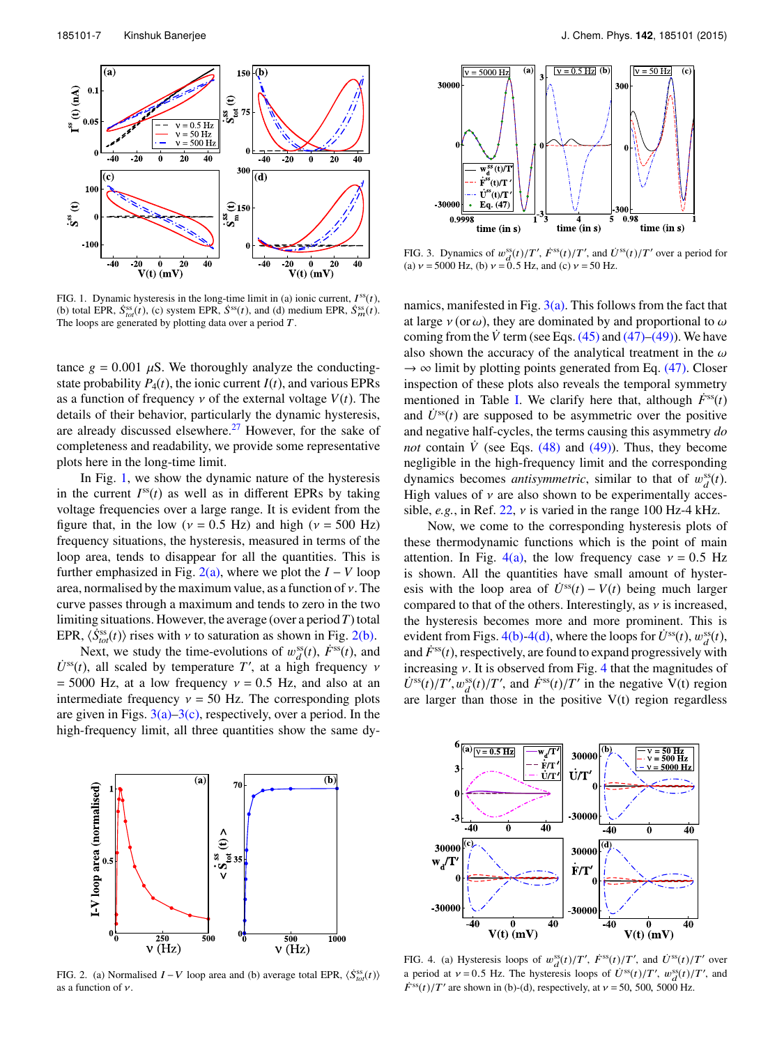FIG. 1. Dynamic hysteresis in the long-time limit in (a) ionic current, $I^{ss}(t)$, (b) total EPR, $\dot{S}^{ss}_{tot}(t)$, (c) system EPR, $\dot{S}^{ss}(t)$, and (d) medium EPR, $\dot{S}^{ss}_m(t)$. The loops are generated by plotting data over a period $T$.

tance $g = 0.001$ $\mu$S. We thoroughly analyze the conducting-state probability $P_4(t)$, the ionic current $I(t)$, and various EPRs as a function of frequency $\nu$ of the external voltage $V(t)$. The details of their behavior, particularly the dynamic hysteresis, are already discussed elsewhere.[27] However, for the sake of completeness and readability, we provide some representative plots here in the long-time limit.

In Fig. 1, we show the dynamic nature of the hysteresis in the current $I^{ss}(t)$ as well as in different EPRs by taking voltage frequencies over a large range. It is evident from the figure that, in the low ($\nu = 0.5$ Hz) and high ($\nu = 500$ Hz) frequency situations, the hysteresis, measured in terms of the loop area, tends to disappear for all the quantities. This is further emphasized in Fig. 2(a), where we plot the $I-V$ loop area, normalised by the maximum value, as a function of $\nu$. The curve passes through a maximum and tends to zero in the two limiting situations. However, the average (over a period $T$) total EPR, $\langle \dot{S}^{ss}_{tot}(t)\rangle$ rises with $\nu$ to saturation as shown in Fig. 2(b).

Next, we study the time-evolutions of $w^{ss}_d(t)$, $\dot{F}^{ss}(t)$, and $\dot{U}^{ss}(t)$, all scaled by temperature $T'$, at a high frequency $\nu = 5000$ Hz, at a low frequency $\nu = 0.5$ Hz, and also at an intermediate frequency $\nu = 50$ Hz. The corresponding plots are given in Figs. 3(a)–3(c), respectively, over a period. In the high-frequency limit, all three quantities show the same dynamics, manifested in Fig. 3(a). This follows from the fact that at large $\nu$ (or $\omega$), they are dominated by and proportional to $\omega$ coming from the $\dot{V}$ term (see Eqs. (45) and (47)–(49)). We have also shown the accuracy of the analytical treatment in the $\omega \to \infty$ limit by plotting points generated from Eq. (47). Closer inspection of these plots also reveals the temporal symmetry mentioned in Table I. We clarify here that, although $\dot{F}^{ss}(t)$ and $\dot{U}^{ss}(t)$ are supposed to be asymmetric over the positive and negative half-cycles, the terms causing this asymmetry *do not* contain $\dot{V}$ (see Eqs. (48) and (49)). Thus, they become negligible in the high-frequency limit and the corresponding dynamics becomes *antisymmetric*, similar to that of $w^{ss}_d(t)$. High values of $\nu$ are also shown to be experimentally accessible, *e.g.*, in Ref. 22, $\nu$ is varied in the range 100 Hz-4 kHz.

FIG. 2. (a) Normalised $I-V$ loop area and (b) average total EPR, $\langle \dot{S}^{ss}_{tot}(t)\rangle$ as a function of $\nu$.

FIG. 3. Dynamics of $w^{ss}_d(t)/T'$, $\dot{F}^{ss}(t)/T'$, and $\dot{U}^{ss}(t)/T'$ over a period for (a) $\nu = 5000$ Hz, (b) $\nu = 0.5$ Hz, and (c) $\nu = 50$ Hz.

Now, we come to the corresponding hysteresis plots of these thermodynamic functions which is the point of main attention. In Fig. 4(a), the low frequency case $\nu = 0.5$ Hz is shown. All the quantities have small amount of hysteresis with the loop area of $\dot{U}^{ss}(t) - V(t)$ being much larger compared to that of the others. Interestingly, as $\nu$ is increased, the hysteresis becomes more and more prominent. This is evident from Figs. 4(b)-4(d), where the loops for $\dot{U}^{ss}(t)$, $w^{ss}_d(t)$, and $\dot{F}^{ss}(t)$, respectively, are found to expand progressively with increasing $\nu$. It is observed from Fig. 4 that the magnitudes of $\dot{U}^{ss}(t)/T'$, $w^{ss}_d(t)/T'$, and $\dot{F}^{ss}(t)/T'$ in the negative V(t) region are larger than those in the positive V(t) region regardless

FIG. 4. (a) Hysteresis loops of $w^{ss}_d(t)/T'$, $\dot{F}^{ss}(t)/T'$, and $\dot{U}^{ss}(t)/T'$ over a period at $\nu = 0.5$ Hz. The hysteresis loops of $\dot{U}^{ss}(t)/T'$, $w^{ss}_d(t)/T'$, and $\dot{F}^{ss}(t)/T'$ are shown in (b)-(d), respectively, at $\nu = 50$, 500, 5000 Hz.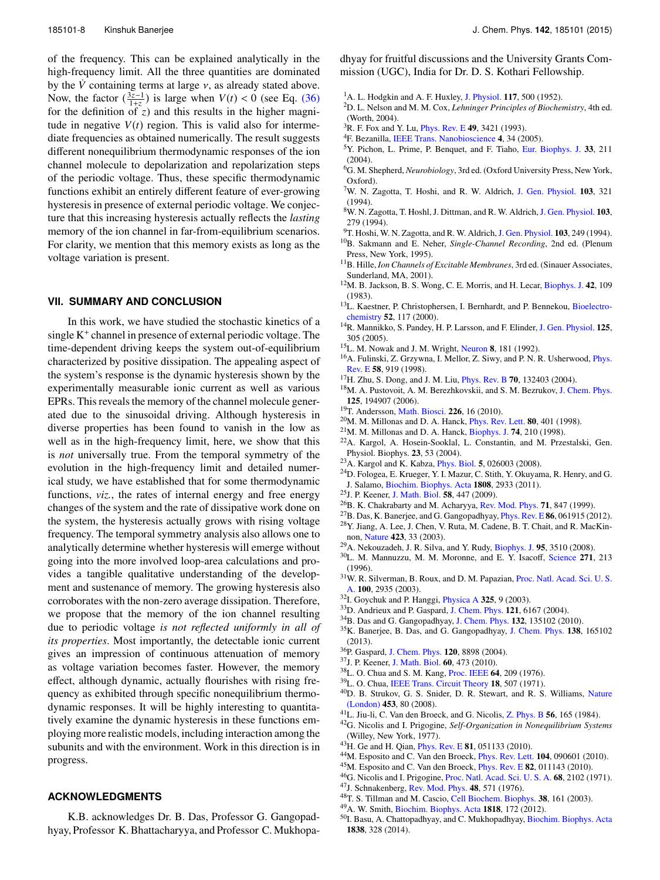of the frequency. This can be explained analytically in the high-frequency limit. All the three quantities are dominated by the $\dot{V}$ containing terms at large $\nu$, as already stated above. Now, the factor $(\frac{3z-1}{1+z})$ is large when $V(t) < 0$ (see Eq. (36) for the definition of $z$) and this results in the higher magnitude in negative $V(t)$ region. This is valid also for intermediate frequencies as obtained numerically. The result suggests different nonequilibrium thermodynamic responses of the ion channel molecule to depolarization and repolarization steps of the periodic voltage. Thus, these specific thermodynamic functions exhibit an entirely different feature of ever-growing hysteresis in presence of external periodic voltage. We conjecture that this increasing hysteresis actually reflects the *lasting* memory of the ion channel in far-from-equilibrium scenarios. For clarity, we mention that this memory exists as long as the voltage variation is present.

## VII. SUMMARY AND CONCLUSION

In this work, we have studied the stochastic kinetics of a single $K^+$ channel in presence of external periodic voltage. The time-dependent driving keeps the system out-of-equilibrium characterized by positive dissipation. The appealing aspect of the system's response is the dynamic hysteresis shown by the experimentally measurable ionic current as well as various EPRs. This reveals the memory of the channel molecule generated due to the sinusoidal driving. Although hysteresis in diverse properties has been found to vanish in the low as well as in the high-frequency limit, here, we show that this is *not* universally true. From the temporal symmetry of the evolution in the high-frequency limit and detailed numerical study, we have established that for some thermodynamic functions, *viz.*, the rates of internal energy and free energy changes of the system and the rate of dissipative work done on the system, the hysteresis actually grows with rising voltage frequency. The temporal symmetry analysis also allows one to analytically determine whether hysteresis will emerge without going into the more involved loop-area calculations and provides a tangible qualitative understanding of the development and sustenance of memory. The growing hysteresis also corroborates with the non-zero average dissipation. Therefore, we propose that the memory of the ion channel resulting due to periodic voltage *is not reflected uniformly in all of its properties*. Most importantly, the detectable ionic current gives an impression of continuous attenuation of memory as voltage variation becomes faster. However, the memory effect, although dynamic, actually flourishes with rising frequency as exhibited through specific nonequilibrium thermodynamic responses. It will be highly interesting to quantitatively examine the dynamic hysteresis in these functions employing more realistic models, including interaction among the subunits and with the environment. Work in this direction is in progress.

## ACKNOWLEDGMENTS

K.B. acknowledges Dr. B. Das, Professor G. Gangopadhyay, Professor K. Bhattacharyya, and Professor C. Mukhopadhyay for fruitful discussions and the University Grants Commission (UGC), India for Dr. D. S. Kothari Fellowship.

[1] A. L. Hodgkin and A. F. Huxley, J. Physiol. **117**, 500 (1952).
[2] D. L. Nelson and M. M. Cox, *Lehninger Principles of Biochemistry*, 4th ed. (Worth, 2004).
[3] R. F. Fox and Y. Lu, Phys. Rev. E **49**, 3421 (1993).
[4] F. Bezanilla, IEEE Trans. Nanobioscience **4**, 34 (2005).
[5] Y. Pichon, L. Prime, P. Benquet, and F. Tiaho, Eur. Biophys. J. **33**, 211 (2004).
[6] G. M. Shepherd, *Neurobiology*, 3rd ed. (Oxford University Press, New York, Oxford).
[7] W. N. Zagotta, T. Hoshi, and R. W. Aldrich, J. Gen. Physiol. **103**, 321 (1994).
[8] W. N. Zagotta, T. Hoshl, J. Dittman, and R. W. Aldrich, J. Gen. Physiol. **103**, 279 (1994).
[9] T. Hoshi, W. N. Zagotta, and R. W. Aldrich, J. Gen. Physiol. **103**, 249 (1994).
[10] B. Sakmann and E. Neher, *Single-Channel Recording*, 2nd ed. (Plenum Press, New York, 1995).
[11] B. Hille, *Ion Channels of Excitable Membranes*, 3rd ed. (Sinauer Associates, Sunderland, MA, 2001).
[12] M. B. Jackson, B. S. Wong, C. E. Morris, and H. Lecar, Biophys. J. **42**, 109 (1983).
[13] L. Kaestner, P. Christophersen, I. Bernhardt, and P. Bennekou, Bioelectrochemistry **52**, 117 (2000).
[14] R. Mannikko, S. Pandey, H. P. Larsson, and F. Elinder, J. Gen. Physiol. **125**, 305 (2005).
[15] L. M. Nowak and J. M. Wright, Neuron **8**, 181 (1992).
[16] A. Fulinski, Z. Grzywna, I. Mellor, Z. Siwy, and P. N. R. Usherwood, Phys. Rev. E **58**, 919 (1998).
[17] H. Zhu, S. Dong, and J. M. Liu, Phys. Rev. B **70**, 132403 (2004).
[18] M. A. Pustovoit, A. M. Berezhkovskii, and S. M. Bezrukov, J. Chem. Phys. **125**, 194907 (2006).
[19] T. Andersson, Math. Biosci. **226**, 16 (2010).
[20] M. M. Millonas and D. A. Hanck, Phys. Rev. Lett. **80**, 401 (1998).
[21] M. M. Millonas and D. A. Hanck, Biophys. J. **74**, 210 (1998).
[22] A. Kargol, A. Hosein-Sooklal, L. Constantin, and M. Przestalski, Gen. Physiol. Biophys. **23**, 53 (2004).
[23] A. Kargol and K. Kabza, Phys. Biol. **5**, 026003 (2008).
[24] D. Fologea, E. Krueger, Y. I. Mazur, C. Stith, Y. Okuyama, R. Henry, and G. J. Salamo, Biochim. Biophys. Acta **1808**, 2933 (2011).
[25] J. P. Keener, J. Math. Biol. **58**, 447 (2009).
[26] B. K. Chakrabarty and M. Acharyya, Rev. Mod. Phys. **71**, 847 (1999).
[27] B. Das, K. Banerjee, and G. Gangopadhyay, Phys. Rev. E **86**, 061915 (2012).
[28] Y. Jiang, A. Lee, J. Chen, V. Ruta, M. Cadene, B. T. Chait, and R. MacKinnon, Nature **423**, 33 (2003).
[29] A. Nekouzadeh, J. R. Silva, and Y. Rudy, Biophys. J. **95**, 3510 (2008).
[30] L. M. Mannuzzu, M. M. Moronne, and E. Y. Isacoff, Science **271**, 213 (1996).
[31] W. R. Silverman, B. Roux, and D. M. Papazian, Proc. Natl. Acad. Sci. U. S. A. **100**, 2935 (2003).
[32] I. Goychuk and P. Hanggi, Physica A **325**, 9 (2003).
[33] D. Andrieux and P. Gaspard, J. Chem. Phys. **121**, 6167 (2004).
[34] B. Das and G. Gangopadhyay, J. Chem. Phys. **132**, 135102 (2010).
[35] K. Banerjee, B. Das, and G. Gangopadhyay, J. Chem. Phys. **138**, 165102 (2013).
[36] P. Gaspard, J. Chem. Phys. **120**, 8898 (2004).
[37] J. P. Keener, J. Math. Biol. **60**, 473 (2010).
[38] L. O. Chua and S. M. Kang, Proc. IEEE **64**, 209 (1976).
[39] L. O. Chua, IEEE Trans. Circuit Theory **18**, 507 (1971).
[40] D. B. Strukov, G. S. Snider, D. R. Stewart, and R. S. Williams, Nature (London) **453**, 80 (2008).
[41] L. Jiu-li, C. Van den Broeck, and G. Nicolis, Z. Phys. B **56**, 165 (1984).
[42] G. Nicolis and I. Prigogine, *Self-Organization in Nonequilibrium Systems* (Willey, New York, 1977).
[43] H. Ge and H. Qian, Phys. Rev. E **81**, 051133 (2010).
[44] M. Esposito and C. Van den Broeck, Phys. Rev. Lett. **104**, 090601 (2010).
[45] M. Esposito and C. Van den Broeck, Phys. Rev. E **82**, 011143 (2010).
[46] G. Nicolis and I. Prigogine, Proc. Natl. Acad. Sci. U. S. A. **68**, 2102 (1971).
[47] J. Schnakenberg, Rev. Mod. Phys. **48**, 571 (1976).
[48] T. S. Tillman and M. Cascio, Cell Biochem. Biophys. **38**, 161 (2003).
[49] A. W. Smith, Biochim. Biophys. Acta **1818**, 172 (2012).
[50] I. Basu, A. Chattopadhyay, and C. Mukhopadhyay, Biochim. Biophys. Acta **1838**, 328 (2014).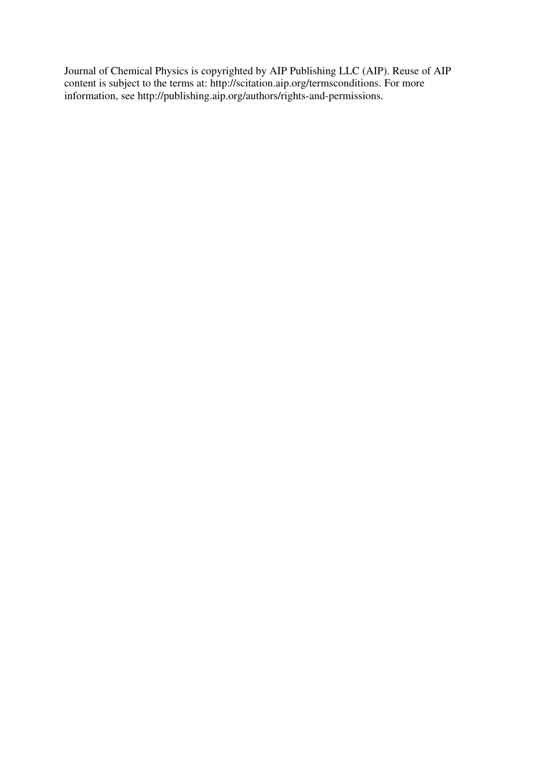Journal of Chemical Physics is copyrighted by AIP Publishing LLC (AIP). Reuse of AIP content is subject to the terms at: http://scitation.aip.org/termsconditions. For more information, see http://publishing.aip.org/authors/rights-and-permissions.